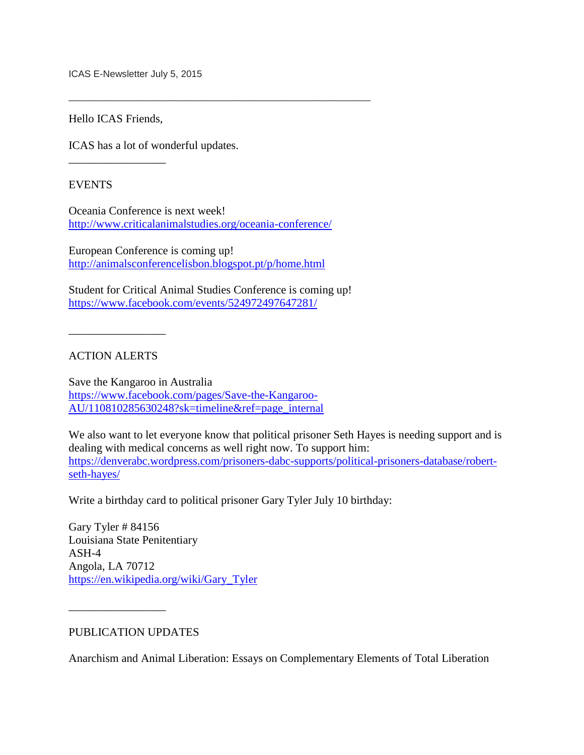ICAS E-Newsletter July 5, 2015

---

Hello ICAS Friends,

ICAS has a lot of wonderful updates.

---

EVENTS

Oceania Conference is next week!
http://www.criticalanimalstudies.org/oceania-conference/

European Conference is coming up!
http://animalsconferencelisbon.blogspot.pt/p/home.html

Student for Critical Animal Studies Conference is coming up!
https://www.facebook.com/events/524972497647281/

---

ACTION ALERTS

Save the Kangaroo in Australia
https://www.facebook.com/pages/Save-the-Kangaroo-AU/110810285630248?sk=timeline&ref=page_internal

We also want to let everyone know that political prisoner Seth Hayes is needing support and is dealing with medical concerns as well right now. To support him:
https://denverabc.wordpress.com/prisoners-dabc-supports/political-prisoners-database/robert-seth-hayes/

Write a birthday card to political prisoner Gary Tyler July 10 birthday:

Gary Tyler # 84156
Louisiana State Penitentiary
ASH-4
Angola, LA 70712
https://en.wikipedia.org/wiki/Gary_Tyler

---

PUBLICATION UPDATES

Anarchism and Animal Liberation: Essays on Complementary Elements of Total Liberation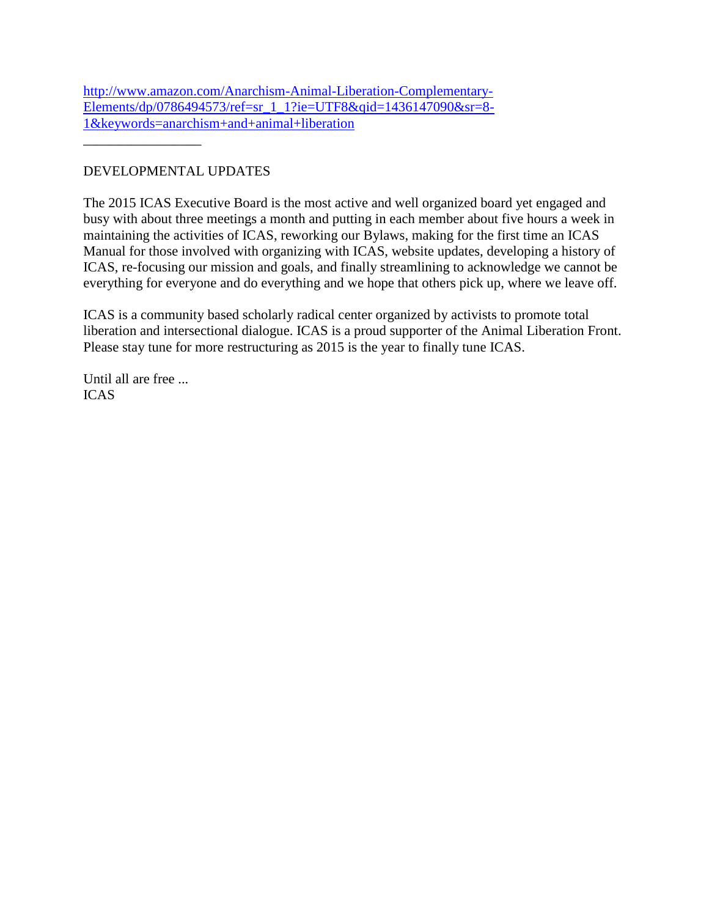http://www.amazon.com/Anarchism-Animal-Liberation-Complementary-Elements/dp/0786494573/ref=sr_1_1?ie=UTF8&qid=1436147090&sr=8-1&keywords=anarchism+and+animal+liberation

\_\_\_\_\_\_\_\_\_\_\_\_\_\_\_\_\_\_

DEVELOPMENTAL UPDATES

The 2015 ICAS Executive Board is the most active and well organized board yet engaged and busy with about three meetings a month and putting in each member about five hours a week in maintaining the activities of ICAS, reworking our Bylaws, making for the first time an ICAS Manual for those involved with organizing with ICAS, website updates, developing a history of ICAS, re-focusing our mission and goals, and finally streamlining to acknowledge we cannot be everything for everyone and do everything and we hope that others pick up, where we leave off.

ICAS is a community based scholarly radical center organized by activists to promote total liberation and intersectional dialogue. ICAS is a proud supporter of the Animal Liberation Front. Please stay tune for more restructuring as 2015 is the year to finally tune ICAS.

Until all are free ...
ICAS